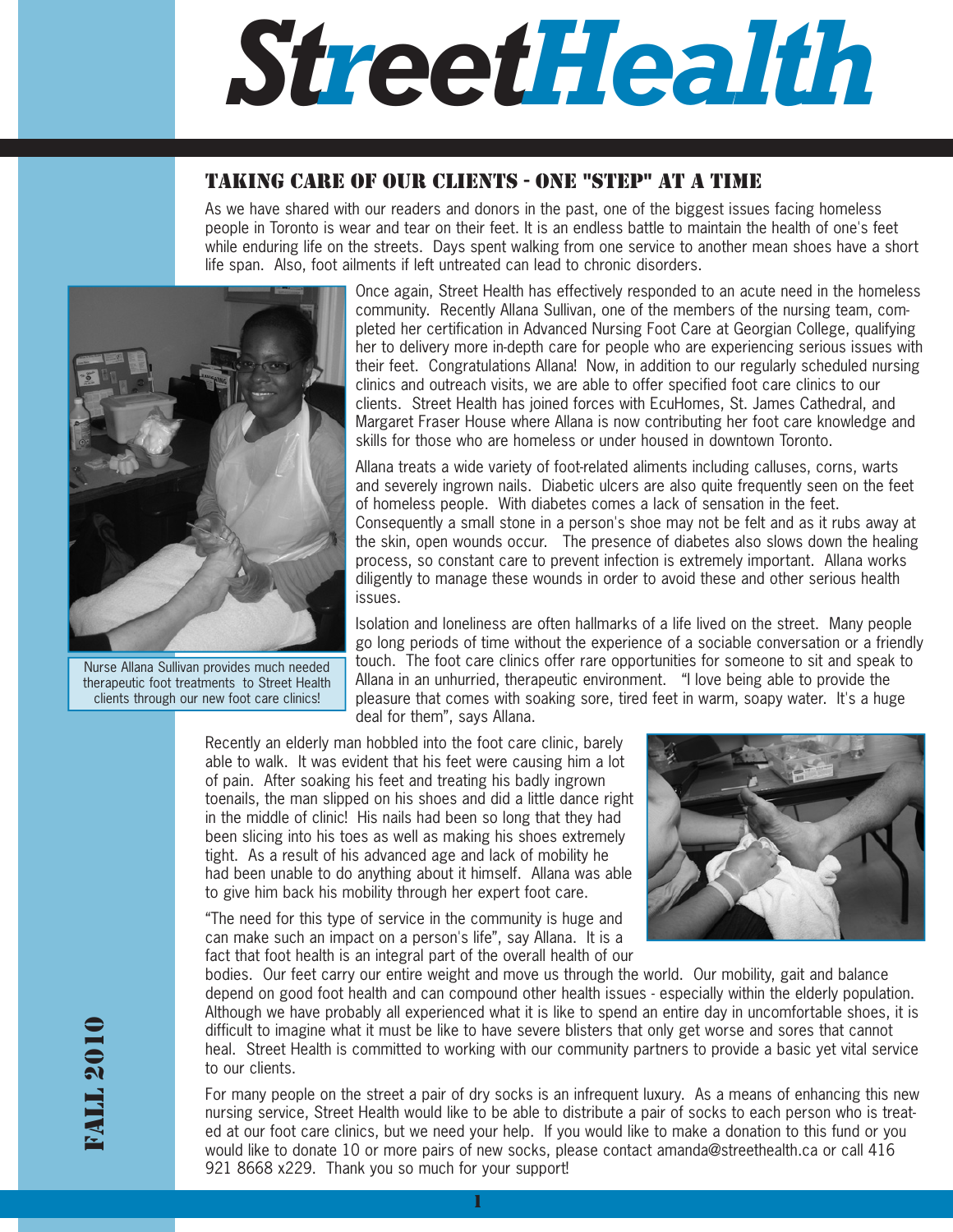# StreetHealth

## TAKING CARE OF OUR CLIENTS - ONE "STEP" AT A TIME

As we have shared with our readers and donors in the past, one of the biggest issues facing homeless people in Toronto is wear and tear on their feet. It is an endless battle to maintain the health of one's feet while enduring life on the streets. Days spent walking from one service to another mean shoes have a short life span. Also, foot ailments if left untreated can lead to chronic disorders.

Once again, Street Health has effectively responded to an acute need in the homeless community. Recently Allana Sullivan, one of the members of the nursing team, completed her certification in Advanced Nursing Foot Care at Georgian College, qualifying her to delivery more in-depth care for people who are experiencing serious issues with their feet. Congratulations Allana! Now, in addition to our regularly scheduled nursing clinics and outreach visits, we are able to offer specified foot care clinics to our clients. Street Health has joined forces with EcuHomes, St. James Cathedral, and Margaret Fraser House where Allana is now contributing her foot care knowledge and skills for those who are homeless or under housed in downtown Toronto.

Nurse Allana Sullivan provides much needed therapeutic foot treatments to Street Health clients through our new foot care clinics!

Allana treats a wide variety of foot-related aliments including calluses, corns, warts and severely ingrown nails. Diabetic ulcers are also quite frequently seen on the feet of homeless people. With diabetes comes a lack of sensation in the feet. Consequently a small stone in a person's shoe may not be felt and as it rubs away at the skin, open wounds occur. The presence of diabetes also slows down the healing process, so constant care to prevent infection is extremely important. Allana works diligently to manage these wounds in order to avoid these and other serious health issues.

Isolation and loneliness are often hallmarks of a life lived on the street. Many people go long periods of time without the experience of a sociable conversation or a friendly touch. The foot care clinics offer rare opportunities for someone to sit and speak to Allana in an unhurried, therapeutic environment. "I love being able to provide the pleasure that comes with soaking sore, tired feet in warm, soapy water. It's a huge deal for them", says Allana.

Recently an elderly man hobbled into the foot care clinic, barely able to walk. It was evident that his feet were causing him a lot of pain. After soaking his feet and treating his badly ingrown toenails, the man slipped on his shoes and did a little dance right in the middle of clinic! His nails had been so long that they had been slicing into his toes as well as making his shoes extremely tight. As a result of his advanced age and lack of mobility he had been unable to do anything about it himself. Allana was able to give him back his mobility through her expert foot care.

"The need for this type of service in the community is huge and can make such an impact on a person's life", say Allana. It is a fact that foot health is an integral part of the overall health of our bodies. Our feet carry our entire weight and move us through the world. Our mobility, gait and balance depend on good foot health and can compound other health issues - especially within the elderly population. Although we have probably all experienced what it is like to spend an entire day in uncomfortable shoes, it is difficult to imagine what it must be like to have severe blisters that only get worse and sores that cannot heal. Street Health is committed to working with our community partners to provide a basic yet vital service to our clients.

For many people on the street a pair of dry socks is an infrequent luxury. As a means of enhancing this new nursing service, Street Health would like to be able to distribute a pair of socks to each person who is treated at our foot care clinics, but we need your help. If you would like to make a donation to this fund or you would like to donate 10 or more pairs of new socks, please contact amanda@streethealth.ca or call 416 921 8668 x229. Thank you so much for your support!

FALL 2010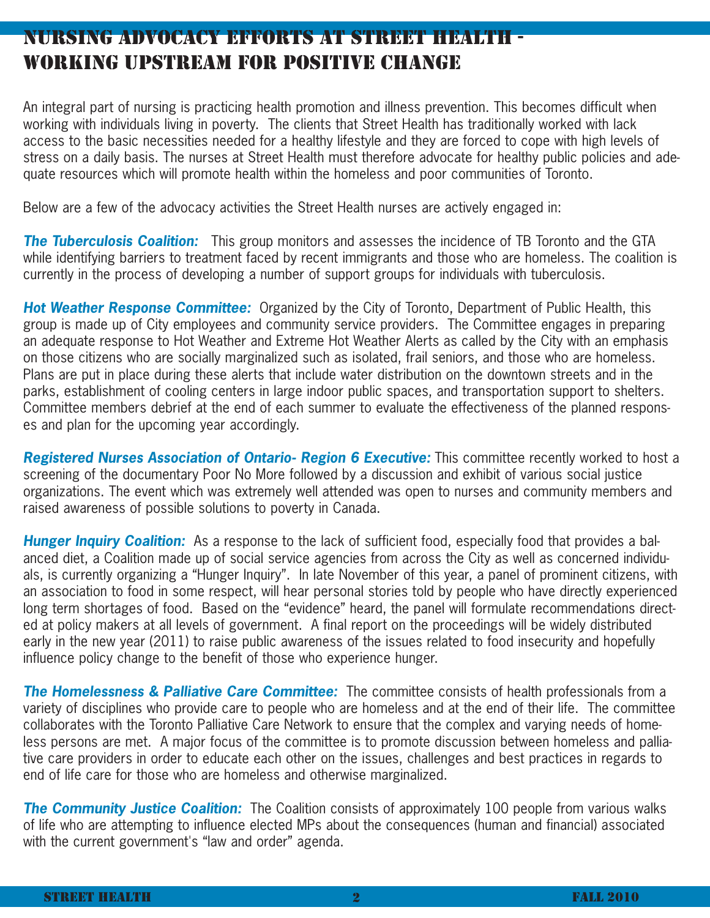# Nursing Advocacy Efforts at Street Health - Working Upstream for Positive Change

An integral part of nursing is practicing health promotion and illness prevention. This becomes difficult when working with individuals living in poverty. The clients that Street Health has traditionally worked with lack access to the basic necessities needed for a healthy lifestyle and they are forced to cope with high levels of stress on a daily basis. The nurses at Street Health must therefore advocate for healthy public policies and adequate resources which will promote health within the homeless and poor communities of Toronto.

Below are a few of the advocacy activities the Street Health nurses are actively engaged in:

***The Tuberculosis Coalition:*** This group monitors and assesses the incidence of TB Toronto and the GTA while identifying barriers to treatment faced by recent immigrants and those who are homeless. The coalition is currently in the process of developing a number of support groups for individuals with tuberculosis.

***Hot Weather Response Committee:*** Organized by the City of Toronto, Department of Public Health, this group is made up of City employees and community service providers. The Committee engages in preparing an adequate response to Hot Weather and Extreme Hot Weather Alerts as called by the City with an emphasis on those citizens who are socially marginalized such as isolated, frail seniors, and those who are homeless. Plans are put in place during these alerts that include water distribution on the downtown streets and in the parks, establishment of cooling centers in large indoor public spaces, and transportation support to shelters. Committee members debrief at the end of each summer to evaluate the effectiveness of the planned responses and plan for the upcoming year accordingly.

***Registered Nurses Association of Ontario- Region 6 Executive:*** This committee recently worked to host a screening of the documentary Poor No More followed by a discussion and exhibit of various social justice organizations. The event which was extremely well attended was open to nurses and community members and raised awareness of possible solutions to poverty in Canada.

***Hunger Inquiry Coalition:*** As a response to the lack of sufficient food, especially food that provides a balanced diet, a Coalition made up of social service agencies from across the City as well as concerned individuals, is currently organizing a "Hunger Inquiry". In late November of this year, a panel of prominent citizens, with an association to food in some respect, will hear personal stories told by people who have directly experienced long term shortages of food. Based on the "evidence" heard, the panel will formulate recommendations directed at policy makers at all levels of government. A final report on the proceedings will be widely distributed early in the new year (2011) to raise public awareness of the issues related to food insecurity and hopefully influence policy change to the benefit of those who experience hunger.

***The Homelessness & Palliative Care Committee:*** The committee consists of health professionals from a variety of disciplines who provide care to people who are homeless and at the end of their life. The committee collaborates with the Toronto Palliative Care Network to ensure that the complex and varying needs of homeless persons are met. A major focus of the committee is to promote discussion between homeless and palliative care providers in order to educate each other on the issues, challenges and best practices in regards to end of life care for those who are homeless and otherwise marginalized.

***The Community Justice Coalition:*** The Coalition consists of approximately 100 people from various walks of life who are attempting to influence elected MPs about the consequences (human and financial) associated with the current government's "law and order" agenda.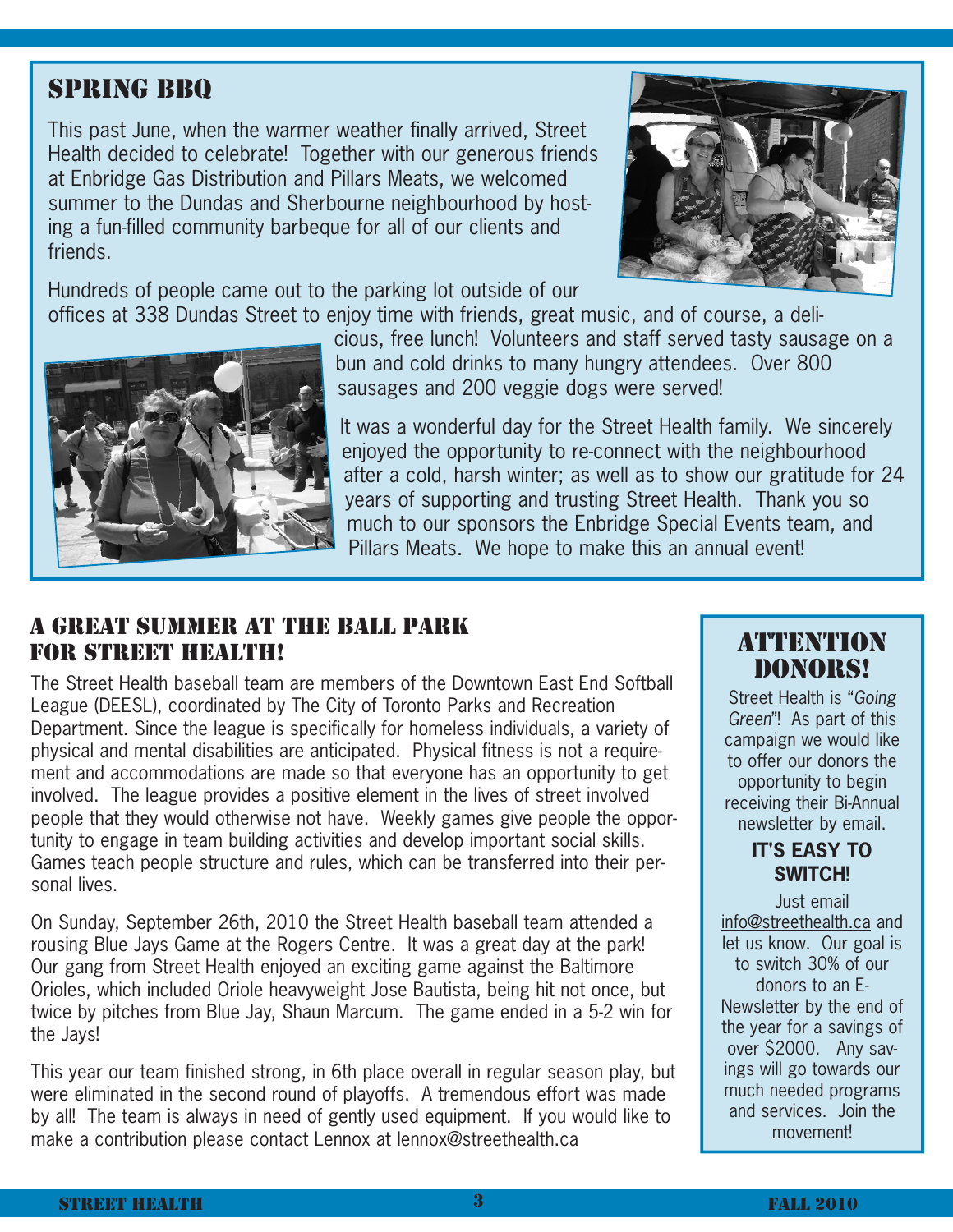## Spring BBQ

This past June, when the warmer weather finally arrived, Street Health decided to celebrate! Together with our generous friends at Enbridge Gas Distribution and Pillars Meats, we welcomed summer to the Dundas and Sherbourne neighbourhood by hosting a fun-filled community barbeque for all of our clients and friends.

Hundreds of people came out to the parking lot outside of our offices at 338 Dundas Street to enjoy time with friends, great music, and of course, a delicious, free lunch! Volunteers and staff served tasty sausage on a bun and cold drinks to many hungry attendees. Over 800 sausages and 200 veggie dogs were served!

It was a wonderful day for the Street Health family. We sincerely enjoyed the opportunity to re-connect with the neighbourhood after a cold, harsh winter; as well as to show our gratitude for 24 years of supporting and trusting Street Health. Thank you so much to our sponsors the Enbridge Special Events team, and Pillars Meats. We hope to make this an annual event!

## A Great Summer at the Ball Park for Street Health!

The Street Health baseball team are members of the Downtown East End Softball League (DEESL), coordinated by The City of Toronto Parks and Recreation Department. Since the league is specifically for homeless individuals, a variety of physical and mental disabilities are anticipated. Physical fitness is not a requirement and accommodations are made so that everyone has an opportunity to get involved. The league provides a positive element in the lives of street involved people that they would otherwise not have. Weekly games give people the opportunity to engage in team building activities and develop important social skills. Games teach people structure and rules, which can be transferred into their personal lives.

On Sunday, September 26th, 2010 the Street Health baseball team attended a rousing Blue Jays Game at the Rogers Centre. It was a great day at the park! Our gang from Street Health enjoyed an exciting game against the Baltimore Orioles, which included Oriole heavyweight Jose Bautista, being hit not once, but twice by pitches from Blue Jay, Shaun Marcum. The game ended in a 5-2 win for the Jays!

This year our team finished strong, in 6th place overall in regular season play, but were eliminated in the second round of playoffs. A tremendous effort was made by all! The team is always in need of gently used equipment. If you would like to make a contribution please contact Lennox at lennox@streethealth.ca

## Attention Donors!

Street Health is "*Going Green*"! As part of this campaign we would like to offer our donors the opportunity to begin receiving their Bi-Annual newsletter by email.

**IT'S EASY TO SWITCH!**

Just email info@streethealth.ca and let us know. Our goal is to switch 30% of our donors to an E-Newsletter by the end of the year for a savings of over $2000. Any savings will go towards our much needed programs and services. Join the movement!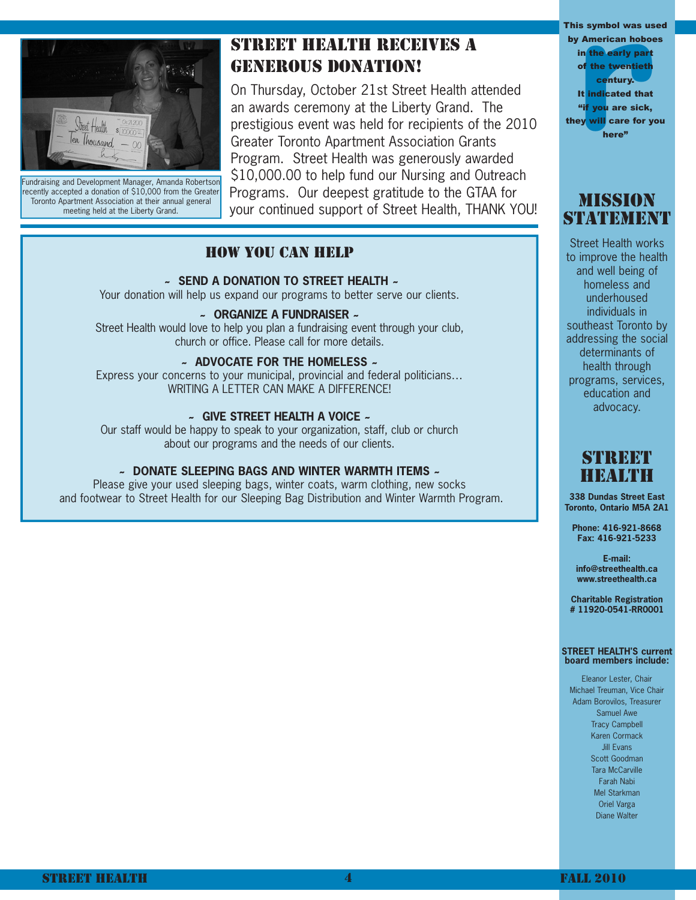## STREET HEALTH RECEIVES A GENEROUS DONATION!

Fundraising and Development Manager, Amanda Robertson recently accepted a donation of $10,000 from the Greater Toronto Apartment Association at their annual general meeting held at the Liberty Grand.

On Thursday, October 21st Street Health attended an awards ceremony at the Liberty Grand. The prestigious event was held for recipients of the 2010 Greater Toronto Apartment Association Grants Program. Street Health was generously awarded $10,000.00 to help fund our Nursing and Outreach Programs. Our deepest gratitude to the GTAA for your continued support of Street Health, THANK YOU!

## HOW YOU CAN HELP

**~ SEND A DONATION TO STREET HEALTH ~**

Your donation will help us expand our programs to better serve our clients.

**~ ORGANIZE A FUNDRAISER ~**

Street Health would love to help you plan a fundraising event through your club, church or office. Please call for more details.

**~ ADVOCATE FOR THE HOMELESS ~**

Express your concerns to your municipal, provincial and federal politicians… WRITING A LETTER CAN MAKE A DIFFERENCE!

**~ GIVE STREET HEALTH A VOICE ~**

Our staff would be happy to speak to your organization, staff, club or church about our programs and the needs of our clients.

**~ DONATE SLEEPING BAGS AND WINTER WARMTH ITEMS ~**

Please give your used sleeping bags, winter coats, warm clothing, new socks and footwear to Street Health for our Sleeping Bag Distribution and Winter Warmth Program.

**This symbol was used by American hoboes in the early part of the twentieth century. It indicated that "if you are sick, they will care for you here"**

## MISSION STATEMENT

Street Health works to improve the health and well being of homeless and underhoused individuals in southeast Toronto by addressing the social determinants of health through programs, services, education and advocacy.

## STREET HEALTH

**338 Dundas Street East**
**Toronto, Ontario M5A 2A1**

**Phone: 416-921-8668**
**Fax: 416-921-5233**

**E-mail:**
**info@streethealth.ca**
**www.streethealth.ca**

**Charitable Registration # 11920-0541-RR0001**

**STREET HEALTH'S current board members include:**

Eleanor Lester, Chair
Michael Treuman, Vice Chair
Adam Borovilos, Treasurer
Samuel Awe
Tracy Campbell
Karen Cormack
Jill Evans
Scott Goodman
Tara McCarville
Farah Nabi
Mel Starkman
Oriel Varga
Diane Walter